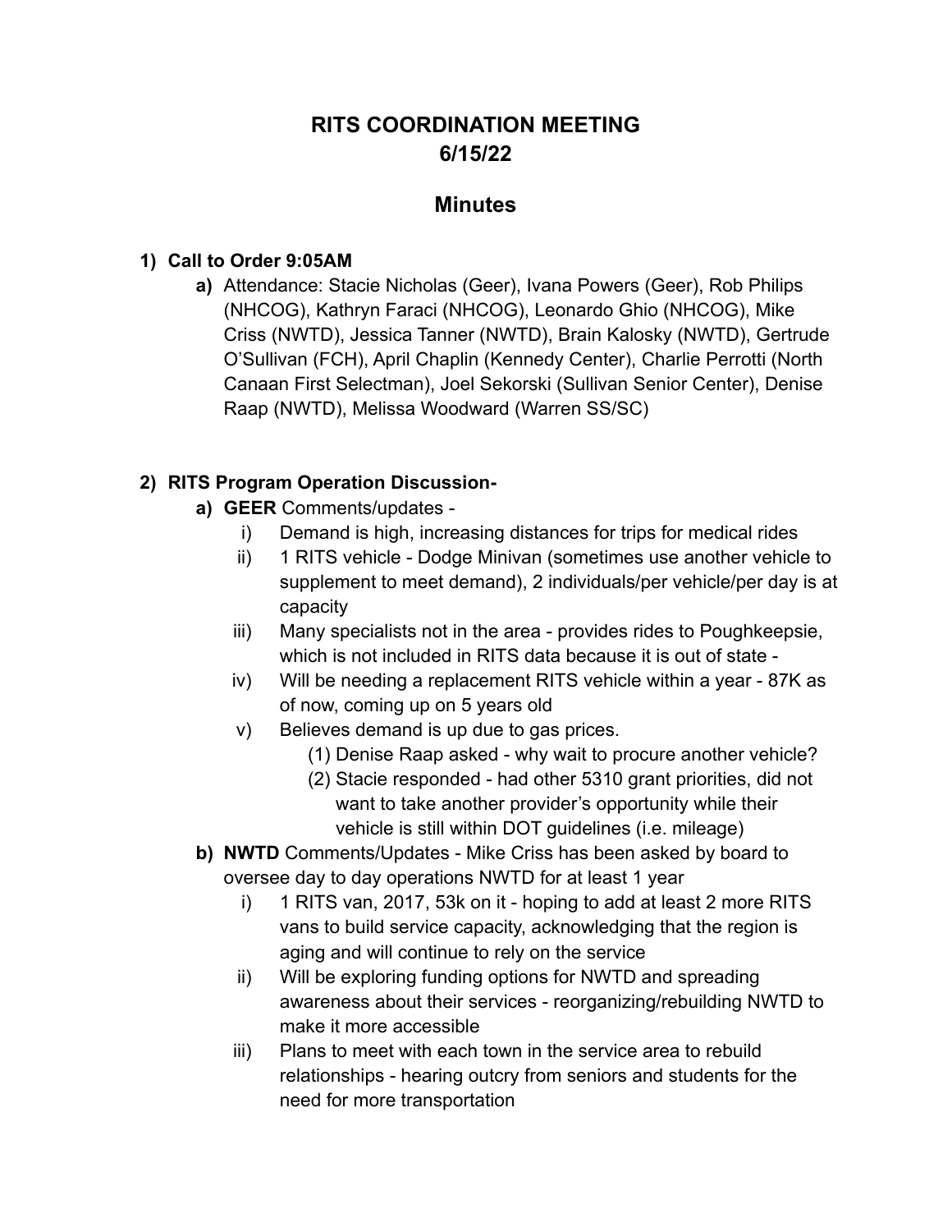# RITS COORDINATION MEETING
# 6/15/22

## Minutes

1) **Call to Order 9:05AM**
    a) Attendance: Stacie Nicholas (Geer), Ivana Powers (Geer), Rob Philips (NHCOG), Kathryn Faraci (NHCOG), Leonardo Ghio (NHCOG), Mike Criss (NWTD), Jessica Tanner (NWTD), Brain Kalosky (NWTD), Gertrude O'Sullivan (FCH), April Chaplin (Kennedy Center), Charlie Perrotti (North Canaan First Selectman), Joel Sekorski (Sullivan Senior Center), Denise Raap (NWTD), Melissa Woodward (Warren SS/SC)

2) **RITS Program Operation Discussion-**
    a) **GEER** Comments/updates -
        i) Demand is high, increasing distances for trips for medical rides
        ii) 1 RITS vehicle - Dodge Minivan (sometimes use another vehicle to supplement to meet demand), 2 individuals/per vehicle/per day is at capacity
        iii) Many specialists not in the area - provides rides to Poughkeepsie, which is not included in RITS data because it is out of state -
        iv) Will be needing a replacement RITS vehicle within a year - 87K as of now, coming up on 5 years old
        v) Believes demand is up due to gas prices.
            (1) Denise Raap asked - why wait to procure another vehicle?
            (2) Stacie responded - had other 5310 grant priorities, did not want to take another provider's opportunity while their vehicle is still within DOT guidelines (i.e. mileage)
    b) **NWTD** Comments/Updates - Mike Criss has been asked by board to oversee day to day operations NWTD for at least 1 year
        i) 1 RITS van, 2017, 53k on it - hoping to add at least 2 more RITS vans to build service capacity, acknowledging that the region is aging and will continue to rely on the service
        ii) Will be exploring funding options for NWTD and spreading awareness about their services - reorganizing/rebuilding NWTD to make it more accessible
        iii) Plans to meet with each town in the service area to rebuild relationships - hearing outcry from seniors and students for the need for more transportation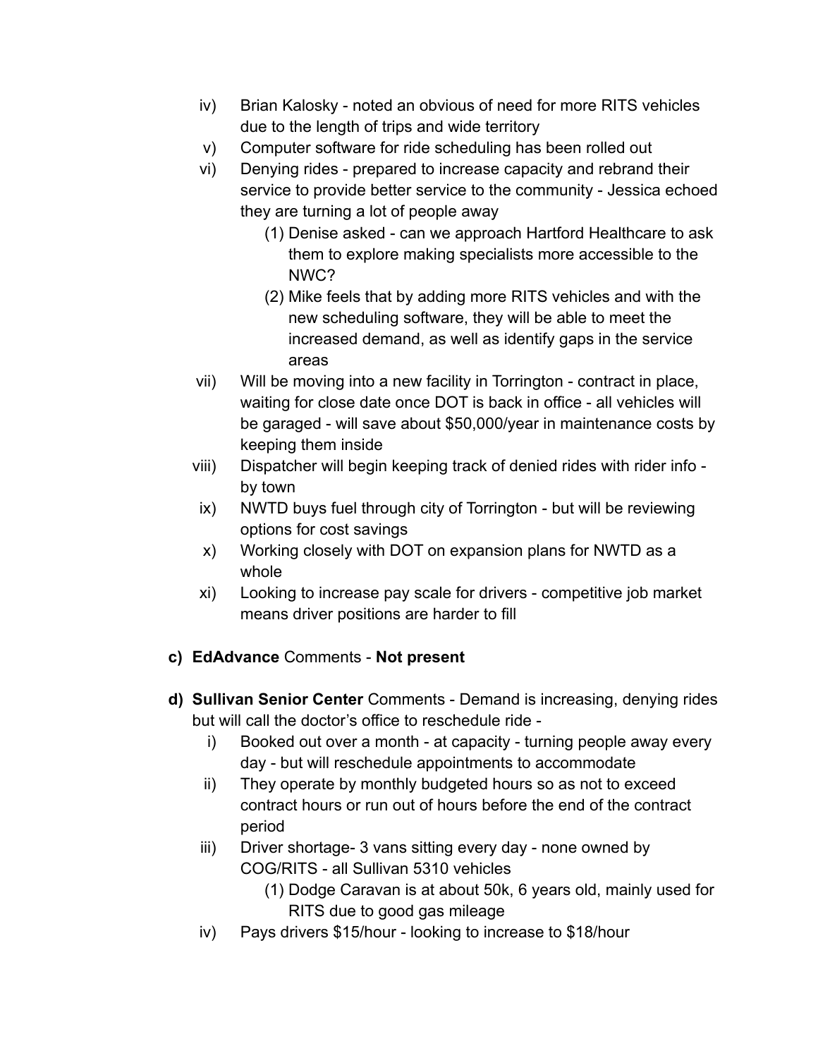iv) Brian Kalosky - noted an obvious of need for more RITS vehicles due to the length of trips and wide territory

v) Computer software for ride scheduling has been rolled out

vi) Denying rides - prepared to increase capacity and rebrand their service to provide better service to the community - Jessica echoed they are turning a lot of people away

   (1) Denise asked - can we approach Hartford Healthcare to ask them to explore making specialists more accessible to the NWC?

   (2) Mike feels that by adding more RITS vehicles and with the new scheduling software, they will be able to meet the increased demand, as well as identify gaps in the service areas

vii) Will be moving into a new facility in Torrington - contract in place, waiting for close date once DOT is back in office - all vehicles will be garaged - will save about $50,000/year in maintenance costs by keeping them inside

viii) Dispatcher will begin keeping track of denied rides with rider info - by town

ix) NWTD buys fuel through city of Torrington - but will be reviewing options for cost savings

x) Working closely with DOT on expansion plans for NWTD as a whole

xi) Looking to increase pay scale for drivers - competitive job market means driver positions are harder to fill

c) **EdAdvance** Comments - **Not present**

d) **Sullivan Senior Center** Comments - Demand is increasing, denying rides but will call the doctor's office to reschedule ride -

i) Booked out over a month - at capacity - turning people away every day - but will reschedule appointments to accommodate

ii) They operate by monthly budgeted hours so as not to exceed contract hours or run out of hours before the end of the contract period

iii) Driver shortage- 3 vans sitting every day - none owned by COG/RITS - all Sullivan 5310 vehicles

   (1) Dodge Caravan is at about 50k, 6 years old, mainly used for RITS due to good gas mileage

iv) Pays drivers $15/hour - looking to increase to $18/hour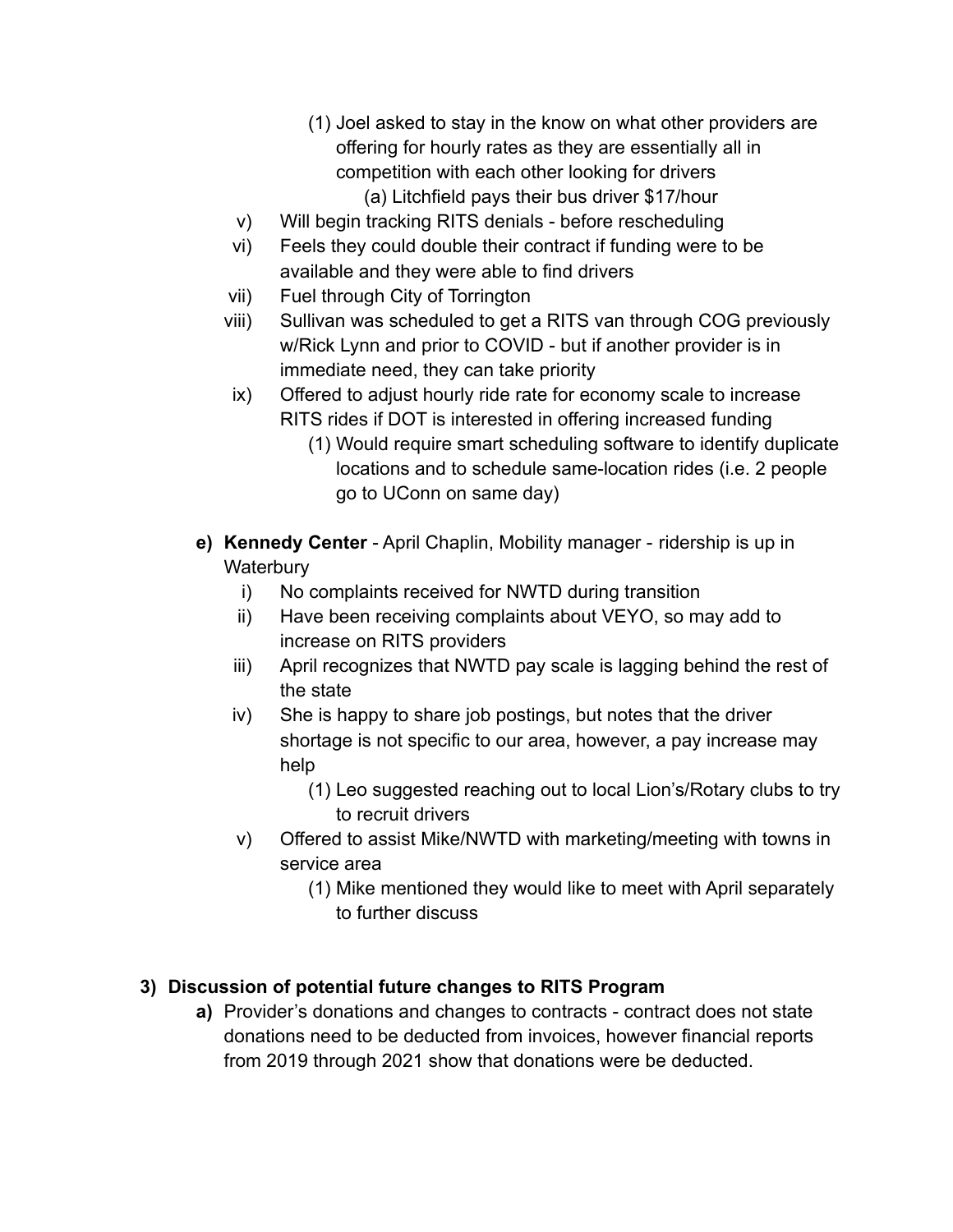- (1) Joel asked to stay in the know on what other providers are offering for hourly rates as they are essentially all in competition with each other looking for drivers
        - (a) Litchfield pays their bus driver $17/hour
  - v) Will begin tracking RITS denials - before rescheduling
  - vi) Feels they could double their contract if funding were to be available and they were able to find drivers
  - vii) Fuel through City of Torrington
  - viii) Sullivan was scheduled to get a RITS van through COG previously w/Rick Lynn and prior to COVID - but if another provider is in immediate need, they can take priority
  - ix) Offered to adjust hourly ride rate for economy scale to increase RITS rides if DOT is interested in offering increased funding
    - (1) Would require smart scheduling software to identify duplicate locations and to schedule same-location rides (i.e. 2 people go to UConn on same day)

- **e) Kennedy Center** - April Chaplin, Mobility manager - ridership is up in Waterbury
  - i) No complaints received for NWTD during transition
  - ii) Have been receiving complaints about VEYO, so may add to increase on RITS providers
  - iii) April recognizes that NWTD pay scale is lagging behind the rest of the state
  - iv) She is happy to share job postings, but notes that the driver shortage is not specific to our area, however, a pay increase may help
    - (1) Leo suggested reaching out to local Lion's/Rotary clubs to try to recruit drivers
  - v) Offered to assist Mike/NWTD with marketing/meeting with towns in service area
    - (1) Mike mentioned they would like to meet with April separately to further discuss

**3) Discussion of potential future changes to RITS Program**

- **a)** Provider's donations and changes to contracts - contract does not state donations need to be deducted from invoices, however financial reports from 2019 through 2021 show that donations were be deducted.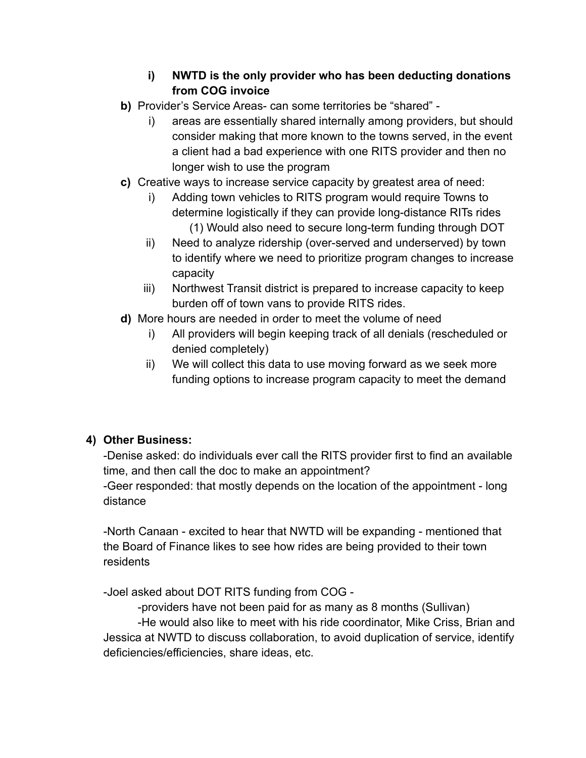- i) **NWTD is the only provider who has been deducting donations from COG invoice**

- **b)** Provider's Service Areas- can some territories be "shared" -
   - i) areas are essentially shared internally among providers, but should consider making that more known to the towns served, in the event a client had a bad experience with one RITS provider and then no longer wish to use the program
- **c)** Creative ways to increase service capacity by greatest area of need:
   - i) Adding town vehicles to RITS program would require Towns to determine logistically if they can provide long-distance RITs rides
      - (1) Would also need to secure long-term funding through DOT
   - ii) Need to analyze ridership (over-served and underserved) by town to identify where we need to prioritize program changes to increase capacity
   - iii) Northwest Transit district is prepared to increase capacity to keep burden off of town vans to provide RITS rides.
- **d)** More hours are needed in order to meet the volume of need
   - i) All providers will begin keeping track of all denials (rescheduled or denied completely)
   - ii) We will collect this data to use moving forward as we seek more funding options to increase program capacity to meet the demand

**4) Other Business:**

-Denise asked: do individuals ever call the RITS provider first to find an available time, and then call the doc to make an appointment?
-Geer responded: that mostly depends on the location of the appointment - long distance

-North Canaan - excited to hear that NWTD will be expanding - mentioned that the Board of Finance likes to see how rides are being provided to their town residents

-Joel asked about DOT RITS funding from COG -

-providers have not been paid for as many as 8 months (Sullivan)

-He would also like to meet with his ride coordinator, Mike Criss, Brian and Jessica at NWTD to discuss collaboration, to avoid duplication of service, identify deficiencies/efficiencies, share ideas, etc.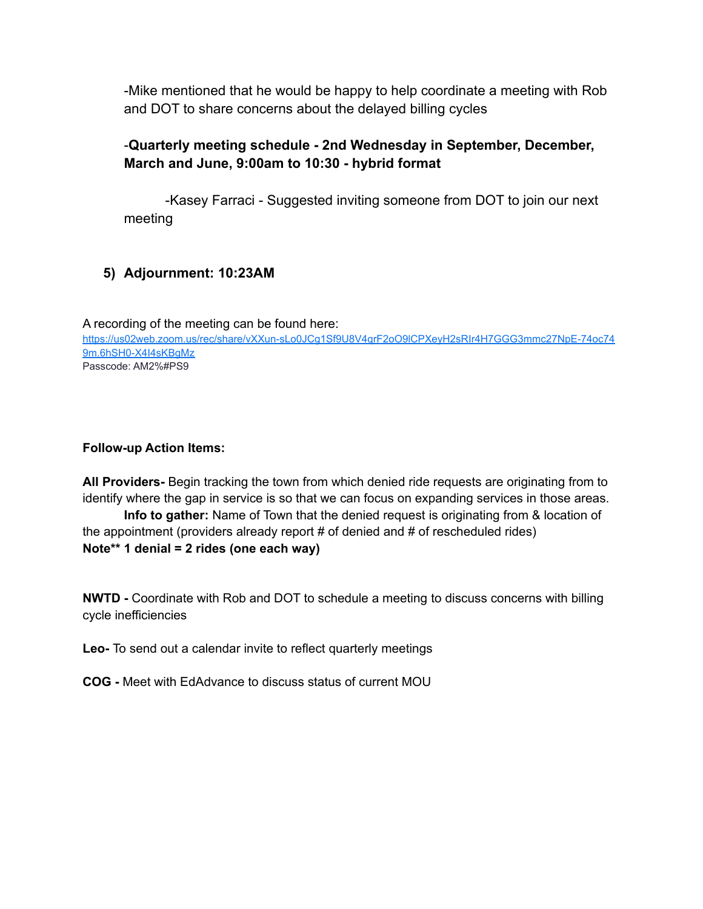-Mike mentioned that he would be happy to help coordinate a meeting with Rob and DOT to share concerns about the delayed billing cycles

-**Quarterly meeting schedule - 2nd Wednesday in September, December, March and June, 9:00am to 10:30 - hybrid format**

-Kasey Farraci - Suggested inviting someone from DOT to join our next meeting

5) **Adjournment: 10:23AM**

A recording of the meeting can be found here:
https://us02web.zoom.us/rec/share/vXXun-sLo0JCg1Sf9U8V4qrF2oO9lCPXeyH2sRIr4H7GGG3mmc27NpE-74oc749m.6hSH0-X4l4sKBqMz
Passcode: AM2%#PS9

**Follow-up Action Items:**

**All Providers-** Begin tracking the town from which denied ride requests are originating from to identify where the gap in service is so that we can focus on expanding services in those areas.
**Info to gather:** Name of Town that the denied request is originating from & location of the appointment (providers already report # of denied and # of rescheduled rides)
**Note** 1 denial = 2 rides (one each way)**

**NWTD -** Coordinate with Rob and DOT to schedule a meeting to discuss concerns with billing cycle inefficiencies

**Leo-** To send out a calendar invite to reflect quarterly meetings

**COG -** Meet with EdAdvance to discuss status of current MOU